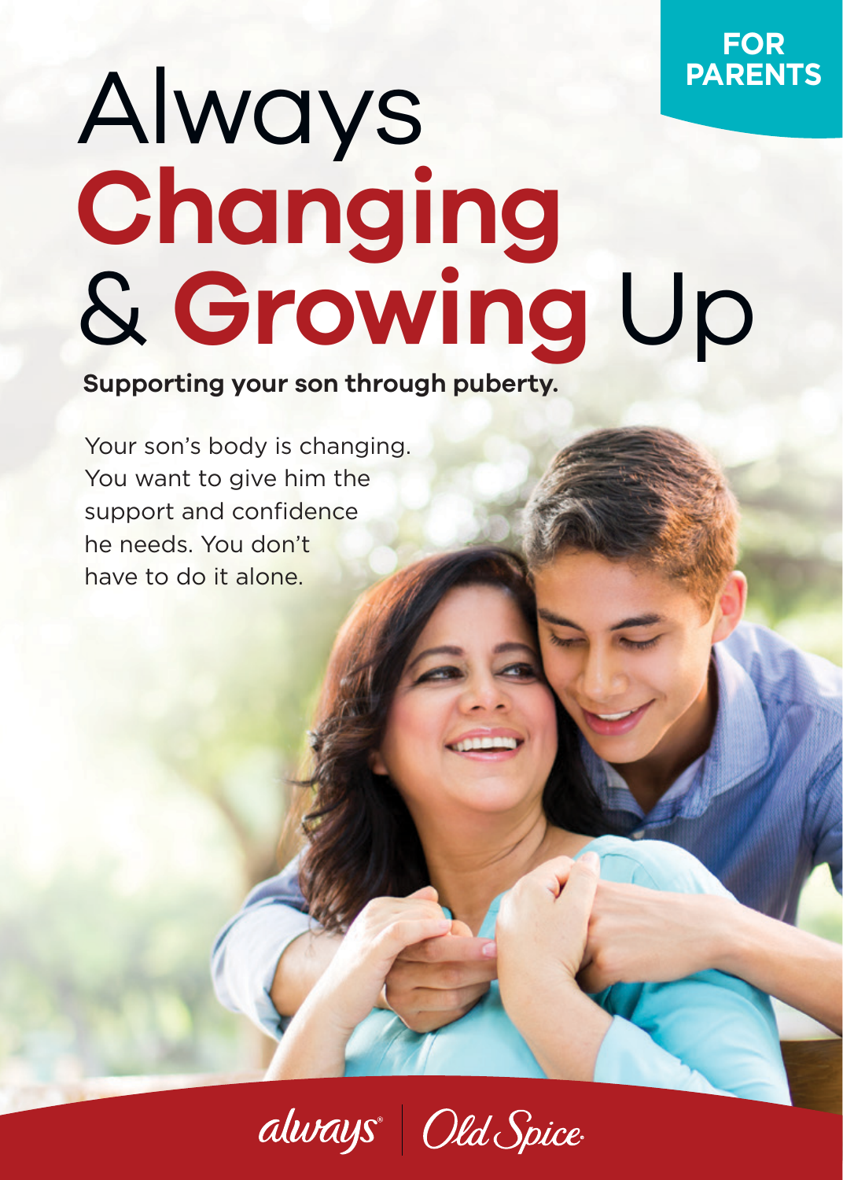FOR PARENTS

# Always **Changing** & **Growing** Up

**Supporting your son through puberty.**

Your son's body is changing. You want to give him the support and confidence he needs. You don't have to do it alone.

always | Old Spice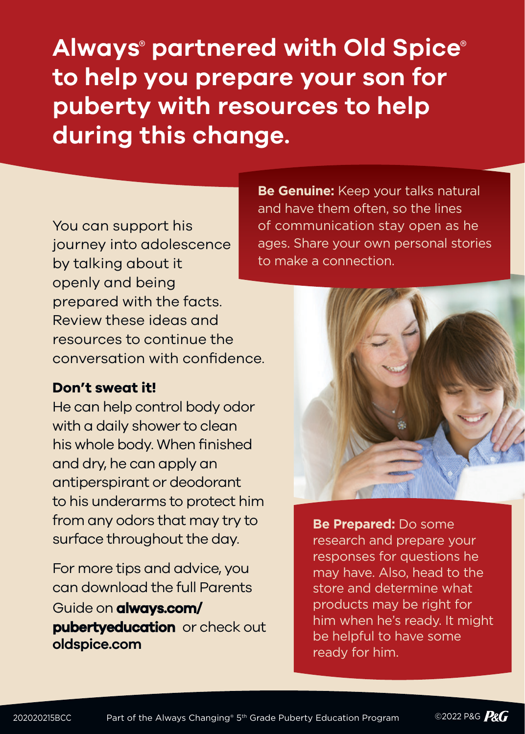# Always® partnered with Old Spice® to help you prepare your son for puberty with resources to help during this change.

You can support his journey into adolescence by talking about it openly and being prepared with the facts. Review these ideas and resources to continue the conversation with confidence.

**Be Genuine:** Keep your talks natural and have them often, so the lines of communication stay open as he ages. Share your own personal stories to make a connection.

**Don't sweat it!**

He can help control body odor with a daily shower to clean his whole body. When finished and dry, he can apply an antiperspirant or deodorant to his underarms to protect him from any odors that may try to surface throughout the day.

For more tips and advice, you can download the full Parents Guide on **always.com/pubertyeducation** or check out **oldspice.com**

**Be Prepared:** Do some research and prepare your responses for questions he may have. Also, head to the store and determine what products may be right for him when he's ready. It might be helpful to have some ready for him.

202020215BCC Part of the Always Changing® 5th Grade Puberty Education Program ©2022 P&G